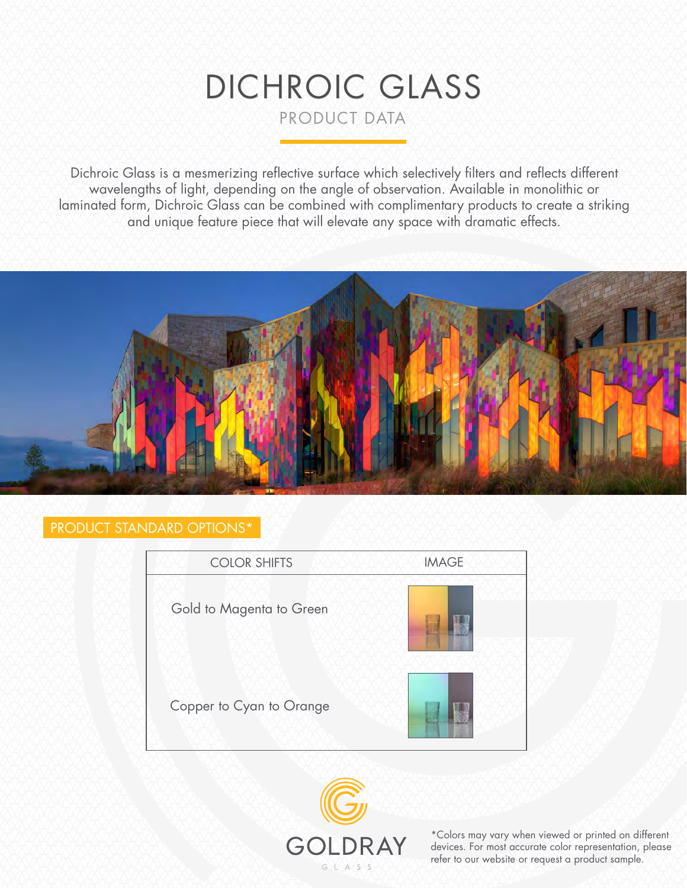# DICHROIC GLASS

## PRODUCT DATA

Dichroic Glass is a mesmerizing reflective surface which selectively filters and reflects different wavelengths of light, depending on the angle of observation. Available in monolithic or laminated form, Dichroic Glass can be combined with complimentary products to create a striking and unique feature piece that will elevate any space with dramatic effects.

### PRODUCT STANDARD OPTIONS*

| COLOR SHIFTS | IMAGE |
| --- | --- |
| Gold to Magenta to Green | |
| Copper to Cyan to Orange | |

GOLDRAY GLASS

*Colors may vary when viewed or printed on different devices. For most accurate color representation, please refer to our website or request a product sample.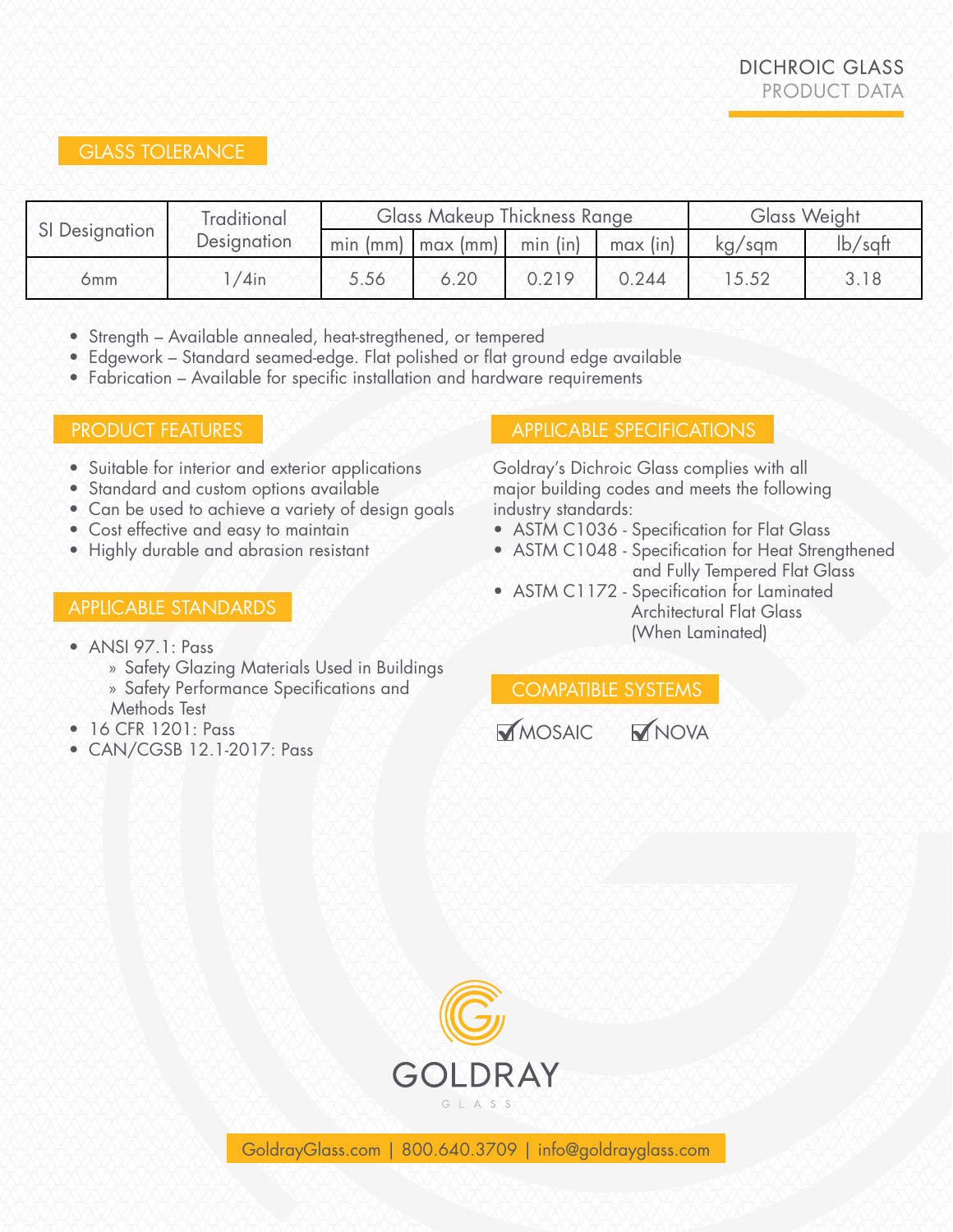# DICHROIC GLASS
## PRODUCT DATA

## GLASS TOLERANCE

| SI Designation | Traditional Designation | Glass Makeup Thickness Range | | | | Glass Weight | |
|---|---|---|---|---|---|---|---|
| | | min (mm) | max (mm) | min (in) | max (in) | kg/sqm | lb/sqft |
| 6mm | 1/4in | 5.56 | 6.20 | 0.219 | 0.244 | 15.52 | 3.18 |

- Strength – Available annealed, heat-stregthened, or tempered
- Edgework – Standard seamed-edge. Flat polished or flat ground edge available
- Fabrication – Available for specific installation and hardware requirements

## PRODUCT FEATURES

- Suitable for interior and exterior applications
- Standard and custom options available
- Can be used to achieve a variety of design goals
- Cost effective and easy to maintain
- Highly durable and abrasion resistant

## APPLICABLE STANDARDS

- ANSI 97.1: Pass
  - » Safety Glazing Materials Used in Buildings
  - » Safety Performance Specifications and Methods Test
- 16 CFR 1201: Pass
- CAN/CGSB 12.1-2017: Pass

## APPLICABLE SPECIFICATIONS

Goldray's Dichroic Glass complies with all major building codes and meets the following industry standards:

- ASTM C1036 - Specification for Flat Glass
- ASTM C1048 - Specification for Heat Strengthened and Fully Tempered Flat Glass
- ASTM C1172 - Specification for Laminated Architectural Flat Glass (When Laminated)

## COMPATIBLE SYSTEMS

☑ MOSAIC ☑ NOVA

GOLDRAY GLASS

GoldrayGlass.com | 800.640.3709 | info@goldrayglass.com